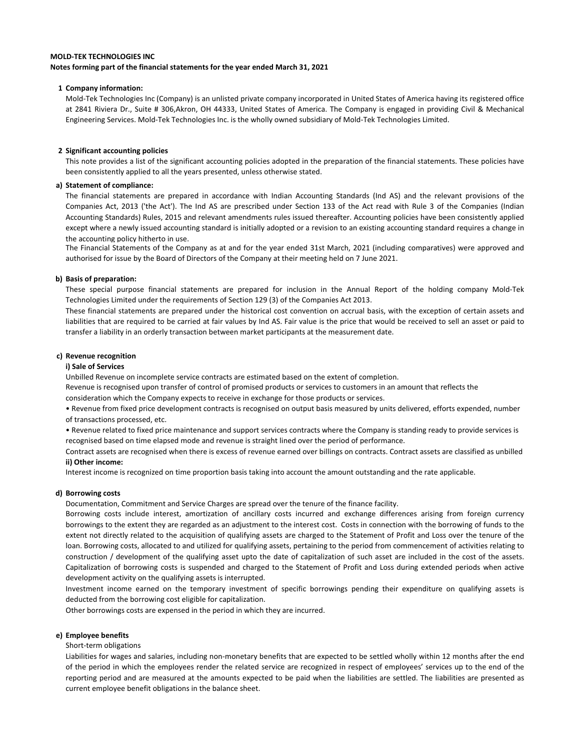**MOLD-TEK TECHNOLOGIES INC**

**Notes forming part of the financial statements for the year ended March 31, 2021**

**1 Company information:**

Mold-Tek Technologies Inc (Company) is an unlisted private company incorporated in United States of America having its registered office at 2841 Riviera Dr., Suite # 306,Akron, OH 44333, United States of America. The Company is engaged in providing Civil & Mechanical Engineering Services. Mold-Tek Technologies Inc. is the wholly owned subsidiary of Mold-Tek Technologies Limited.

**2 Significant accounting policies**

This note provides a list of the significant accounting policies adopted in the preparation of the financial statements. These policies have been consistently applied to all the years presented, unless otherwise stated.

**a) Statement of compliance:**

The financial statements are prepared in accordance with Indian Accounting Standards (Ind AS) and the relevant provisions of the Companies Act, 2013 ('the Act'). The Ind AS are prescribed under Section 133 of the Act read with Rule 3 of the Companies (Indian Accounting Standards) Rules, 2015 and relevant amendments rules issued thereafter. Accounting policies have been consistently applied except where a newly issued accounting standard is initially adopted or a revision to an existing accounting standard requires a change in the accounting policy hitherto in use.

The Financial Statements of the Company as at and for the year ended 31st March, 2021 (including comparatives) were approved and authorised for issue by the Board of Directors of the Company at their meeting held on 7 June 2021.

**b) Basis of preparation:**

These special purpose financial statements are prepared for inclusion in the Annual Report of the holding company Mold-Tek Technologies Limited under the requirements of Section 129 (3) of the Companies Act 2013.

These financial statements are prepared under the historical cost convention on accrual basis, with the exception of certain assets and liabilities that are required to be carried at fair values by Ind AS. Fair value is the price that would be received to sell an asset or paid to transfer a liability in an orderly transaction between market participants at the measurement date.

**c) Revenue recognition**

**i) Sale of Services**

Unbilled Revenue on incomplete service contracts are estimated based on the extent of completion.

Revenue is recognised upon transfer of control of promised products or services to customers in an amount that reflects the consideration which the Company expects to receive in exchange for those products or services.

• Revenue from fixed price development contracts is recognised on output basis measured by units delivered, efforts expended, number of transactions processed, etc.

• Revenue related to fixed price maintenance and support services contracts where the Company is standing ready to provide services is recognised based on time elapsed mode and revenue is straight lined over the period of performance.

Contract assets are recognised when there is excess of revenue earned over billings on contracts. Contract assets are classified as unbilled

**ii) Other income:**

Interest income is recognized on time proportion basis taking into account the amount outstanding and the rate applicable.

**d) Borrowing costs**

Documentation, Commitment and Service Charges are spread over the tenure of the finance facility.

Borrowing costs include interest, amortization of ancillary costs incurred and exchange differences arising from foreign currency borrowings to the extent they are regarded as an adjustment to the interest cost. Costs in connection with the borrowing of funds to the extent not directly related to the acquisition of qualifying assets are charged to the Statement of Profit and Loss over the tenure of the loan. Borrowing costs, allocated to and utilized for qualifying assets, pertaining to the period from commencement of activities relating to construction / development of the qualifying asset upto the date of capitalization of such asset are included in the cost of the assets. Capitalization of borrowing costs is suspended and charged to the Statement of Profit and Loss during extended periods when active development activity on the qualifying assets is interrupted.

Investment income earned on the temporary investment of specific borrowings pending their expenditure on qualifying assets is deducted from the borrowing cost eligible for capitalization.

Other borrowings costs are expensed in the period in which they are incurred.

**e) Employee benefits**

Short-term obligations

Liabilities for wages and salaries, including non-monetary benefits that are expected to be settled wholly within 12 months after the end of the period in which the employees render the related service are recognized in respect of employees' services up to the end of the reporting period and are measured at the amounts expected to be paid when the liabilities are settled. The liabilities are presented as current employee benefit obligations in the balance sheet.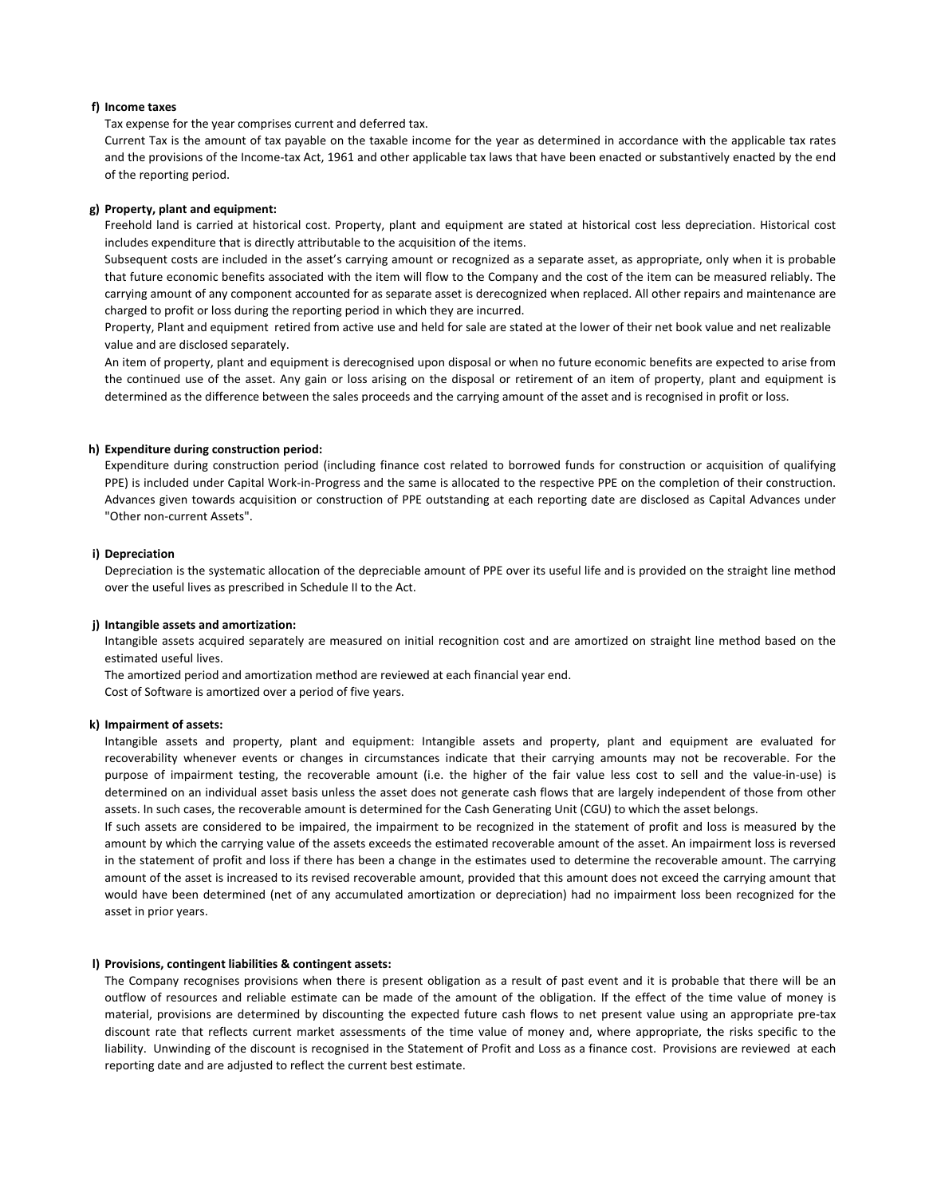**f) Income taxes**

Tax expense for the year comprises current and deferred tax.

Current Tax is the amount of tax payable on the taxable income for the year as determined in accordance with the applicable tax rates and the provisions of the Income-tax Act, 1961 and other applicable tax laws that have been enacted or substantively enacted by the end of the reporting period.

**g) Property, plant and equipment:**

Freehold land is carried at historical cost. Property, plant and equipment are stated at historical cost less depreciation. Historical cost includes expenditure that is directly attributable to the acquisition of the items.

Subsequent costs are included in the asset's carrying amount or recognized as a separate asset, as appropriate, only when it is probable that future economic benefits associated with the item will flow to the Company and the cost of the item can be measured reliably. The carrying amount of any component accounted for as separate asset is derecognized when replaced. All other repairs and maintenance are charged to profit or loss during the reporting period in which they are incurred.

Property, Plant and equipment retired from active use and held for sale are stated at the lower of their net book value and net realizable value and are disclosed separately.

An item of property, plant and equipment is derecognised upon disposal or when no future economic benefits are expected to arise from the continued use of the asset. Any gain or loss arising on the disposal or retirement of an item of property, plant and equipment is determined as the difference between the sales proceeds and the carrying amount of the asset and is recognised in profit or loss.

**h) Expenditure during construction period:**

Expenditure during construction period (including finance cost related to borrowed funds for construction or acquisition of qualifying PPE) is included under Capital Work-in-Progress and the same is allocated to the respective PPE on the completion of their construction. Advances given towards acquisition or construction of PPE outstanding at each reporting date are disclosed as Capital Advances under "Other non-current Assets".

**i) Depreciation**

Depreciation is the systematic allocation of the depreciable amount of PPE over its useful life and is provided on the straight line method over the useful lives as prescribed in Schedule II to the Act.

**j) Intangible assets and amortization:**

Intangible assets acquired separately are measured on initial recognition cost and are amortized on straight line method based on the estimated useful lives.

The amortized period and amortization method are reviewed at each financial year end.

Cost of Software is amortized over a period of five years.

**k) Impairment of assets:**

Intangible assets and property, plant and equipment: Intangible assets and property, plant and equipment are evaluated for recoverability whenever events or changes in circumstances indicate that their carrying amounts may not be recoverable. For the purpose of impairment testing, the recoverable amount (i.e. the higher of the fair value less cost to sell and the value-in-use) is determined on an individual asset basis unless the asset does not generate cash flows that are largely independent of those from other assets. In such cases, the recoverable amount is determined for the Cash Generating Unit (CGU) to which the asset belongs.

If such assets are considered to be impaired, the impairment to be recognized in the statement of profit and loss is measured by the amount by which the carrying value of the assets exceeds the estimated recoverable amount of the asset. An impairment loss is reversed in the statement of profit and loss if there has been a change in the estimates used to determine the recoverable amount. The carrying amount of the asset is increased to its revised recoverable amount, provided that this amount does not exceed the carrying amount that would have been determined (net of any accumulated amortization or depreciation) had no impairment loss been recognized for the asset in prior years.

**l) Provisions, contingent liabilities & contingent assets:**

The Company recognises provisions when there is present obligation as a result of past event and it is probable that there will be an outflow of resources and reliable estimate can be made of the amount of the obligation. If the effect of the time value of money is material, provisions are determined by discounting the expected future cash flows to net present value using an appropriate pre-tax discount rate that reflects current market assessments of the time value of money and, where appropriate, the risks specific to the liability. Unwinding of the discount is recognised in the Statement of Profit and Loss as a finance cost. Provisions are reviewed at each reporting date and are adjusted to reflect the current best estimate.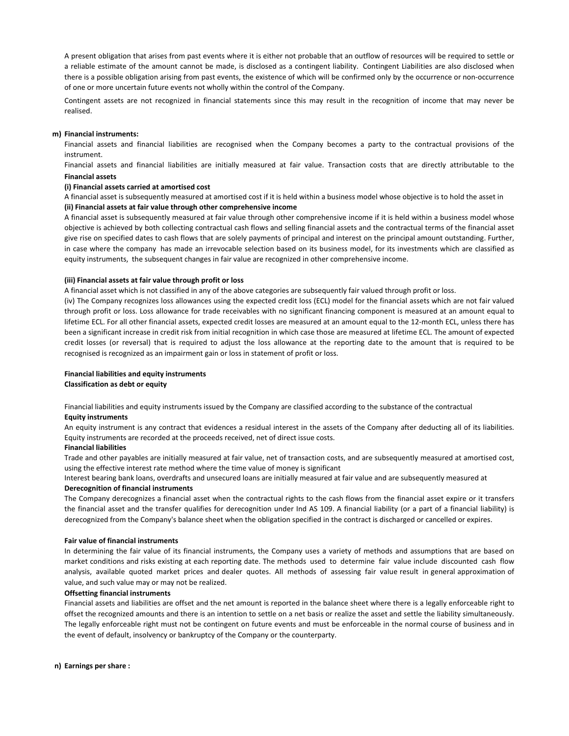A present obligation that arises from past events where it is either not probable that an outflow of resources will be required to settle or a reliable estimate of the amount cannot be made, is disclosed as a contingent liability. Contingent Liabilities are also disclosed when there is a possible obligation arising from past events, the existence of which will be confirmed only by the occurrence or non-occurrence of one or more uncertain future events not wholly within the control of the Company.

Contingent assets are not recognized in financial statements since this may result in the recognition of income that may never be realised.

**m) Financial instruments:**

Financial assets and financial liabilities are recognised when the Company becomes a party to the contractual provisions of the instrument.

Financial assets and financial liabilities are initially measured at fair value. Transaction costs that are directly attributable to the

**Financial assets**

**(i) Financial assets carried at amortised cost**

A financial asset is subsequently measured at amortised cost if it is held within a business model whose objective is to hold the asset in

**(ii) Financial assets at fair value through other comprehensive income**

A financial asset is subsequently measured at fair value through other comprehensive income if it is held within a business model whose objective is achieved by both collecting contractual cash flows and selling financial assets and the contractual terms of the financial asset give rise on specified dates to cash flows that are solely payments of principal and interest on the principal amount outstanding. Further, in case where the company has made an irrevocable selection based on its business model, for its investments which are classified as equity instruments, the subsequent changes in fair value are recognized in other comprehensive income.

**(iii) Financial assets at fair value through profit or loss**

A financial asset which is not classified in any of the above categories are subsequently fair valued through profit or loss.

(iv) The Company recognizes loss allowances using the expected credit loss (ECL) model for the financial assets which are not fair valued through profit or loss. Loss allowance for trade receivables with no significant financing component is measured at an amount equal to lifetime ECL. For all other financial assets, expected credit losses are measured at an amount equal to the 12-month ECL, unless there has been a significant increase in credit risk from initial recognition in which case those are measured at lifetime ECL. The amount of expected credit losses (or reversal) that is required to adjust the loss allowance at the reporting date to the amount that is required to be recognised is recognized as an impairment gain or loss in statement of profit or loss.

**Financial liabilities and equity instruments**

**Classification as debt or equity**

Financial liabilities and equity instruments issued by the Company are classified according to the substance of the contractual

**Equity instruments**

An equity instrument is any contract that evidences a residual interest in the assets of the Company after deducting all of its liabilities. Equity instruments are recorded at the proceeds received, net of direct issue costs.

**Financial liabilities**

Trade and other payables are initially measured at fair value, net of transaction costs, and are subsequently measured at amortised cost, using the effective interest rate method where the time value of money is significant

Interest bearing bank loans, overdrafts and unsecured loans are initially measured at fair value and are subsequently measured at

**Derecognition of financial instruments**

The Company derecognizes a financial asset when the contractual rights to the cash flows from the financial asset expire or it transfers the financial asset and the transfer qualifies for derecognition under Ind AS 109. A financial liability (or a part of a financial liability) is derecognized from the Company's balance sheet when the obligation specified in the contract is discharged or cancelled or expires.

**Fair value of financial instruments**

In determining the fair value of its financial instruments, the Company uses a variety of methods and assumptions that are based on market conditions and risks existing at each reporting date. The methods used to determine fair value include discounted cash flow analysis, available quoted market prices and dealer quotes. All methods of assessing fair value result in general approximation of value, and such value may or may not be realized.

**Offsetting financial instruments**

Financial assets and liabilities are offset and the net amount is reported in the balance sheet where there is a legally enforceable right to offset the recognized amounts and there is an intention to settle on a net basis or realize the asset and settle the liability simultaneously. The legally enforceable right must not be contingent on future events and must be enforceable in the normal course of business and in the event of default, insolvency or bankruptcy of the Company or the counterparty.

**n) Earnings per share :**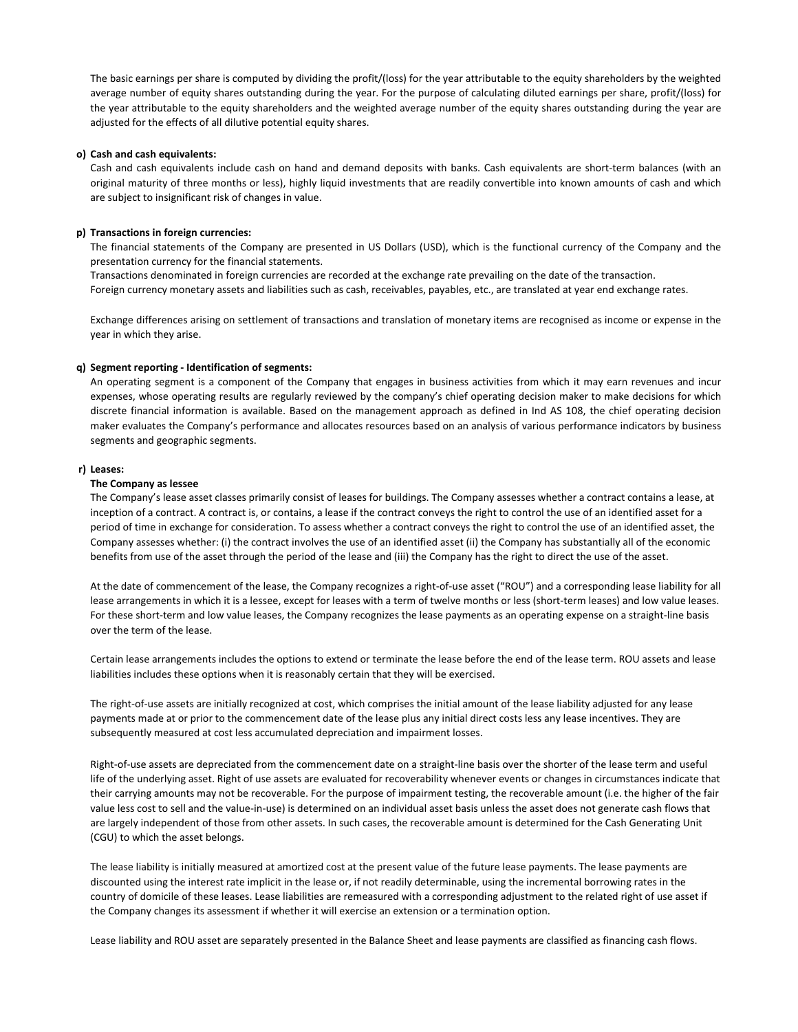The basic earnings per share is computed by dividing the profit/(loss) for the year attributable to the equity shareholders by the weighted average number of equity shares outstanding during the year. For the purpose of calculating diluted earnings per share, profit/(loss) for the year attributable to the equity shareholders and the weighted average number of the equity shares outstanding during the year are adjusted for the effects of all dilutive potential equity shares.

**o) Cash and cash equivalents:**

Cash and cash equivalents include cash on hand and demand deposits with banks. Cash equivalents are short-term balances (with an original maturity of three months or less), highly liquid investments that are readily convertible into known amounts of cash and which are subject to insignificant risk of changes in value.

**p) Transactions in foreign currencies:**

The financial statements of the Company are presented in US Dollars (USD), which is the functional currency of the Company and the presentation currency for the financial statements.

Transactions denominated in foreign currencies are recorded at the exchange rate prevailing on the date of the transaction.

Foreign currency monetary assets and liabilities such as cash, receivables, payables, etc., are translated at year end exchange rates.

Exchange differences arising on settlement of transactions and translation of monetary items are recognised as income or expense in the year in which they arise.

**q) Segment reporting - Identification of segments:**

An operating segment is a component of the Company that engages in business activities from which it may earn revenues and incur expenses, whose operating results are regularly reviewed by the company's chief operating decision maker to make decisions for which discrete financial information is available. Based on the management approach as defined in Ind AS 108, the chief operating decision maker evaluates the Company's performance and allocates resources based on an analysis of various performance indicators by business segments and geographic segments.

**r) Leases:**

**The Company as lessee**

The Company's lease asset classes primarily consist of leases for buildings. The Company assesses whether a contract contains a lease, at inception of a contract. A contract is, or contains, a lease if the contract conveys the right to control the use of an identified asset for a period of time in exchange for consideration. To assess whether a contract conveys the right to control the use of an identified asset, the Company assesses whether: (i) the contract involves the use of an identified asset (ii) the Company has substantially all of the economic benefits from use of the asset through the period of the lease and (iii) the Company has the right to direct the use of the asset.

At the date of commencement of the lease, the Company recognizes a right-of-use asset ("ROU") and a corresponding lease liability for all lease arrangements in which it is a lessee, except for leases with a term of twelve months or less (short-term leases) and low value leases. For these short-term and low value leases, the Company recognizes the lease payments as an operating expense on a straight-line basis over the term of the lease.

Certain lease arrangements includes the options to extend or terminate the lease before the end of the lease term. ROU assets and lease liabilities includes these options when it is reasonably certain that they will be exercised.

The right-of-use assets are initially recognized at cost, which comprises the initial amount of the lease liability adjusted for any lease payments made at or prior to the commencement date of the lease plus any initial direct costs less any lease incentives. They are subsequently measured at cost less accumulated depreciation and impairment losses.

Right-of-use assets are depreciated from the commencement date on a straight-line basis over the shorter of the lease term and useful life of the underlying asset. Right of use assets are evaluated for recoverability whenever events or changes in circumstances indicate that their carrying amounts may not be recoverable. For the purpose of impairment testing, the recoverable amount (i.e. the higher of the fair value less cost to sell and the value-in-use) is determined on an individual asset basis unless the asset does not generate cash flows that are largely independent of those from other assets. In such cases, the recoverable amount is determined for the Cash Generating Unit (CGU) to which the asset belongs.

The lease liability is initially measured at amortized cost at the present value of the future lease payments. The lease payments are discounted using the interest rate implicit in the lease or, if not readily determinable, using the incremental borrowing rates in the country of domicile of these leases. Lease liabilities are remeasured with a corresponding adjustment to the related right of use asset if the Company changes its assessment if whether it will exercise an extension or a termination option.

Lease liability and ROU asset are separately presented in the Balance Sheet and lease payments are classified as financing cash flows.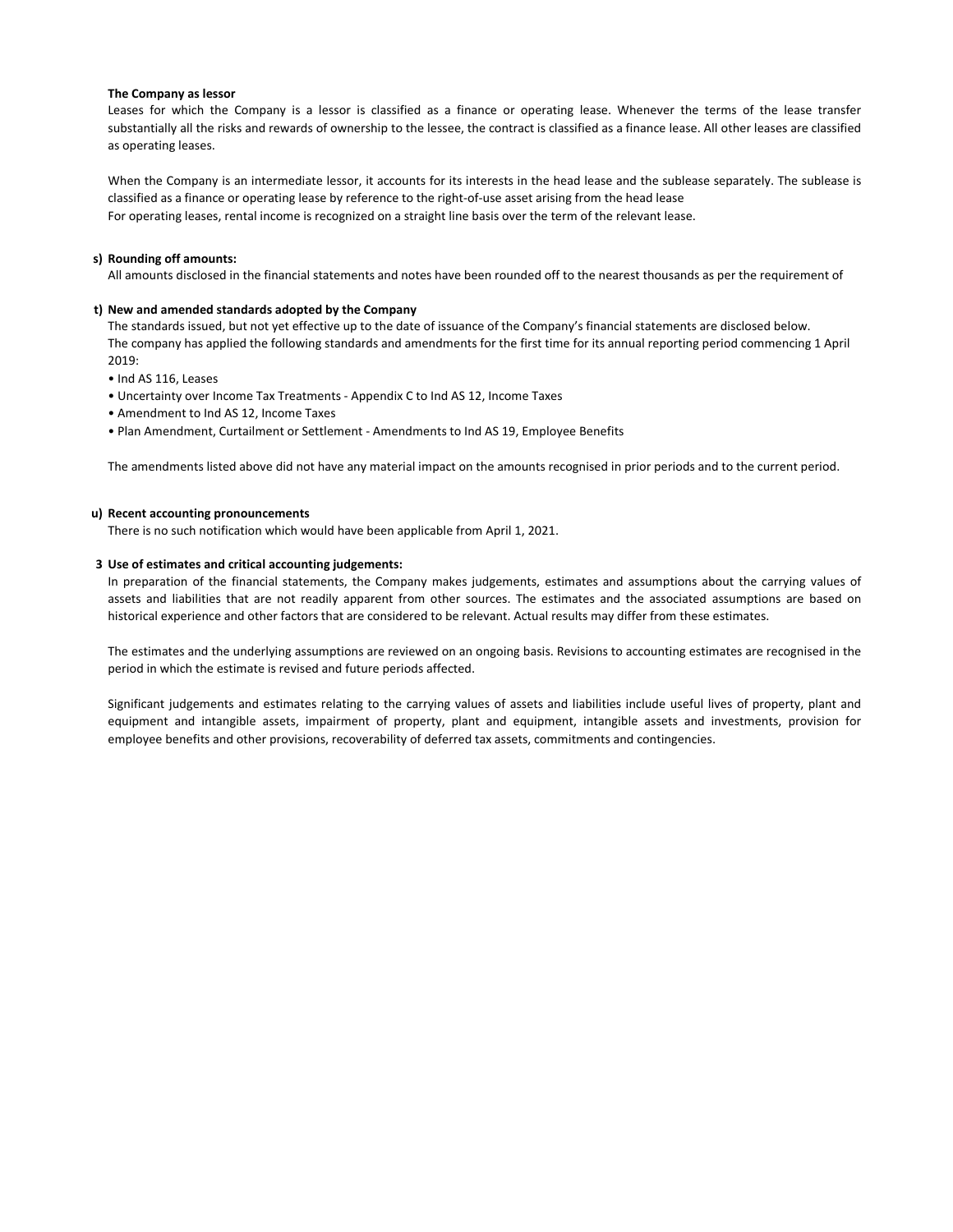**The Company as lessor**

Leases for which the Company is a lessor is classified as a finance or operating lease. Whenever the terms of the lease transfer substantially all the risks and rewards of ownership to the lessee, the contract is classified as a finance lease. All other leases are classified as operating leases.

When the Company is an intermediate lessor, it accounts for its interests in the head lease and the sublease separately. The sublease is classified as a finance or operating lease by reference to the right-of-use asset arising from the head lease
For operating leases, rental income is recognized on a straight line basis over the term of the relevant lease.

**s) Rounding off amounts:**

All amounts disclosed in the financial statements and notes have been rounded off to the nearest thousands as per the requirement of

**t) New and amended standards adopted by the Company**

The standards issued, but not yet effective up to the date of issuance of the Company's financial statements are disclosed below.
The company has applied the following standards and amendments for the first time for its annual reporting period commencing 1 April 2019:

- Ind AS 116, Leases
- Uncertainty over Income Tax Treatments - Appendix C to Ind AS 12, Income Taxes
- Amendment to Ind AS 12, Income Taxes
- Plan Amendment, Curtailment or Settlement - Amendments to Ind AS 19, Employee Benefits

The amendments listed above did not have any material impact on the amounts recognised in prior periods and to the current period.

**u) Recent accounting pronouncements**

There is no such notification which would have been applicable from April 1, 2021.

**3 Use of estimates and critical accounting judgements:**

In preparation of the financial statements, the Company makes judgements, estimates and assumptions about the carrying values of assets and liabilities that are not readily apparent from other sources. The estimates and the associated assumptions are based on historical experience and other factors that are considered to be relevant. Actual results may differ from these estimates.

The estimates and the underlying assumptions are reviewed on an ongoing basis. Revisions to accounting estimates are recognised in the period in which the estimate is revised and future periods affected.

Significant judgements and estimates relating to the carrying values of assets and liabilities include useful lives of property, plant and equipment and intangible assets, impairment of property, plant and equipment, intangible assets and investments, provision for employee benefits and other provisions, recoverability of deferred tax assets, commitments and contingencies.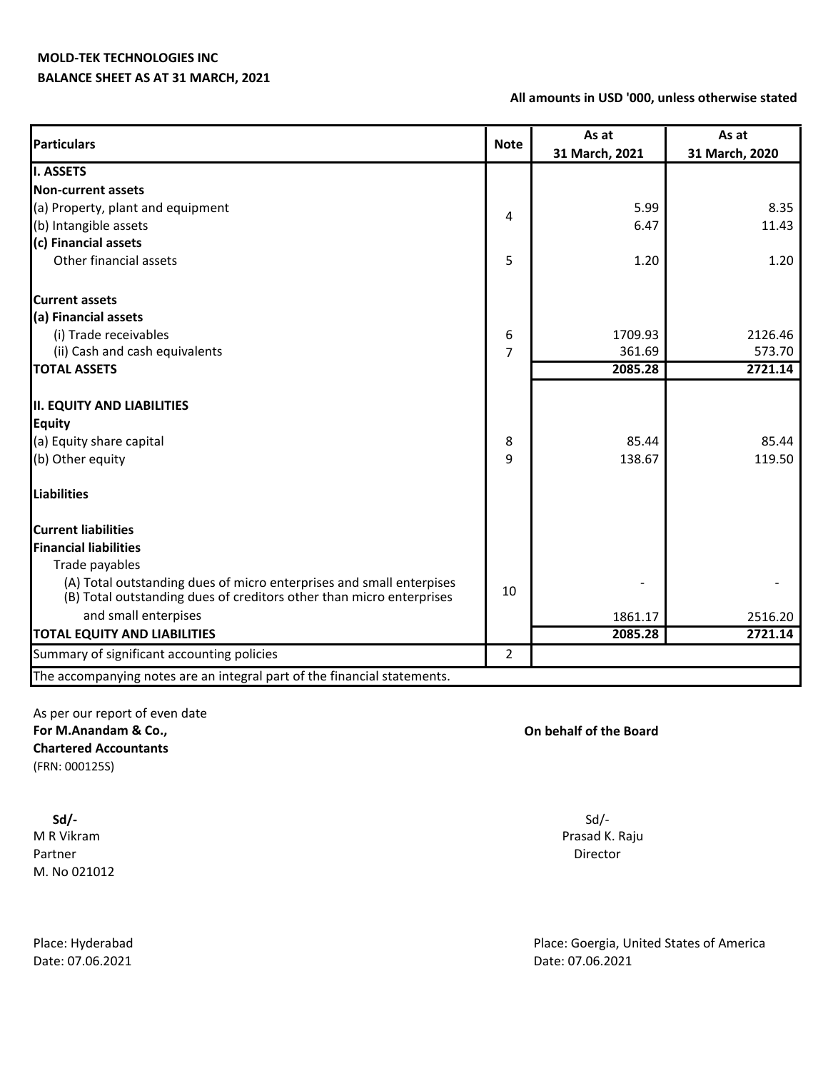**MOLD-TEK TECHNOLOGIES INC**

**BALANCE SHEET AS AT 31 MARCH, 2021**

**All amounts in USD '000, unless otherwise stated**

| Particulars | Note | As at 31 March, 2021 | As at 31 March, 2020 |
|---|---|---|---|
| **I. ASSETS** | | | |
| **Non-current assets** | | | |
| (a) Property, plant and equipment | 4 | 5.99 | 8.35 |
| (b) Intangible assets | | 6.47 | 11.43 |
| **(c) Financial assets** | | | |
| Other financial assets | 5 | 1.20 | 1.20 |
| **Current assets** | | | |
| **(a) Financial assets** | | | |
| (i) Trade receivables | 6 | 1709.93 | 2126.46 |
| (ii) Cash and cash equivalents | 7 | 361.69 | 573.70 |
| **TOTAL ASSETS** | | **2085.28** | **2721.14** |
| **II. EQUITY AND LIABILITIES** | | | |
| **Equity** | | | |
| (a) Equity share capital | 8 | 85.44 | 85.44 |
| (b) Other equity | 9 | 138.67 | 119.50 |
| **Liabilities** | | | |
| **Current liabilities** | | | |
| **Financial liabilities** | | | |
| Trade payables | | | |
| (A) Total outstanding dues of micro enterprises and small enterpises | 10 | - | - |
| (B) Total outstanding dues of creditors other than micro enterprises and small enterpises | | 1861.17 | 2516.20 |
| **TOTAL EQUITY AND LIABILITIES** | | **2085.28** | **2721.14** |
| Summary of significant accounting policies | 2 | | |

The accompanying notes are an integral part of the financial statements.

As per our report of even date
**For M.Anandam & Co.,**
**Chartered Accountants**
(FRN: 000125S)

**On behalf of the Board**

**Sd/-**
M R Vikram
Partner
M. No 021012

Sd/-
Prasad K. Raju
Director

Place: Hyderabad
Date: 07.06.2021

Place: Goergia, United States of America
Date: 07.06.2021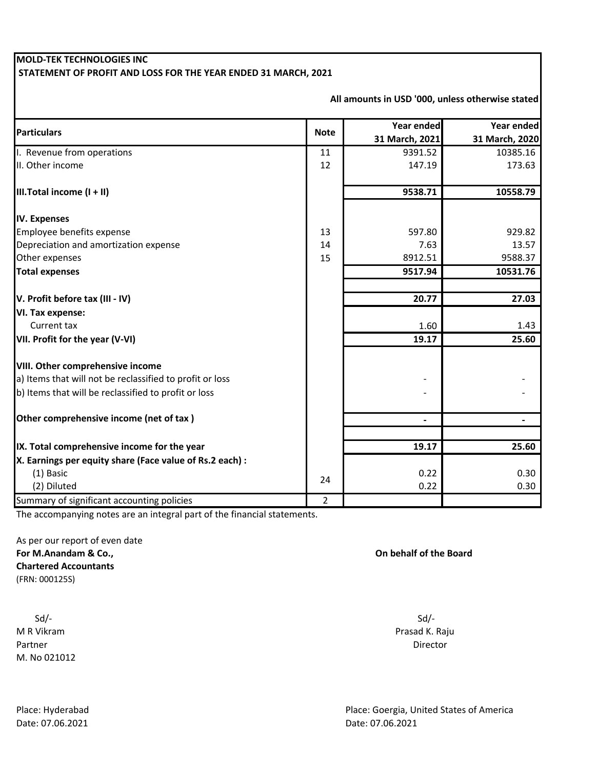**MOLD-TEK TECHNOLOGIES INC**

**STATEMENT OF PROFIT AND LOSS FOR THE YEAR ENDED 31 MARCH, 2021**

**All amounts in USD '000, unless otherwise stated**

| Particulars | Note | Year ended 31 March, 2021 | Year ended 31 March, 2020 |
|---|---|---|---|
| I. Revenue from operations | 11 | 9391.52 | 10385.16 |
| II. Other income | 12 | 147.19 | 173.63 |
| **III.Total income (I + II)** | | **9538.71** | **10558.79** |
| **IV. Expenses** | | | |
| Employee benefits expense | 13 | 597.80 | 929.82 |
| Depreciation and amortization expense | 14 | 7.63 | 13.57 |
| Other expenses | 15 | 8912.51 | 9588.37 |
| **Total expenses** | | **9517.94** | **10531.76** |
| **V. Profit before tax (III - IV)** | | **20.77** | **27.03** |
| **VI. Tax expense:** | | | |
| Current tax | | 1.60 | 1.43 |
| **VII. Profit for the year (V-VI)** | | **19.17** | **25.60** |
| **VIII. Other comprehensive income** | | | |
| a) Items that will not be reclassified to profit or loss | | - | - |
| b) Items that will be reclassified to profit or loss | | - | - |
| **Other comprehensive income (net of tax )** | | **-** | **-** |
| **IX. Total comprehensive income for the year** | | **19.17** | **25.60** |
| **X. Earnings per equity share (Face value of Rs.2 each) :** | | | |
| (1) Basic | 24 | 0.22 | 0.30 |
| (2) Diluted | | 0.22 | 0.30 |
| Summary of significant accounting policies | 2 | | |

The accompanying notes are an integral part of the financial statements.

As per our report of even date

**For M.Anandam & Co.,**
**Chartered Accountants**
(FRN: 000125S)

Sd/-
M R Vikram
Partner
M. No 021012

Place: Hyderabad
Date: 07.06.2021

**On behalf of the Board**

Sd/-
Prasad K. Raju
Director

Place: Goergia, United States of America
Date: 07.06.2021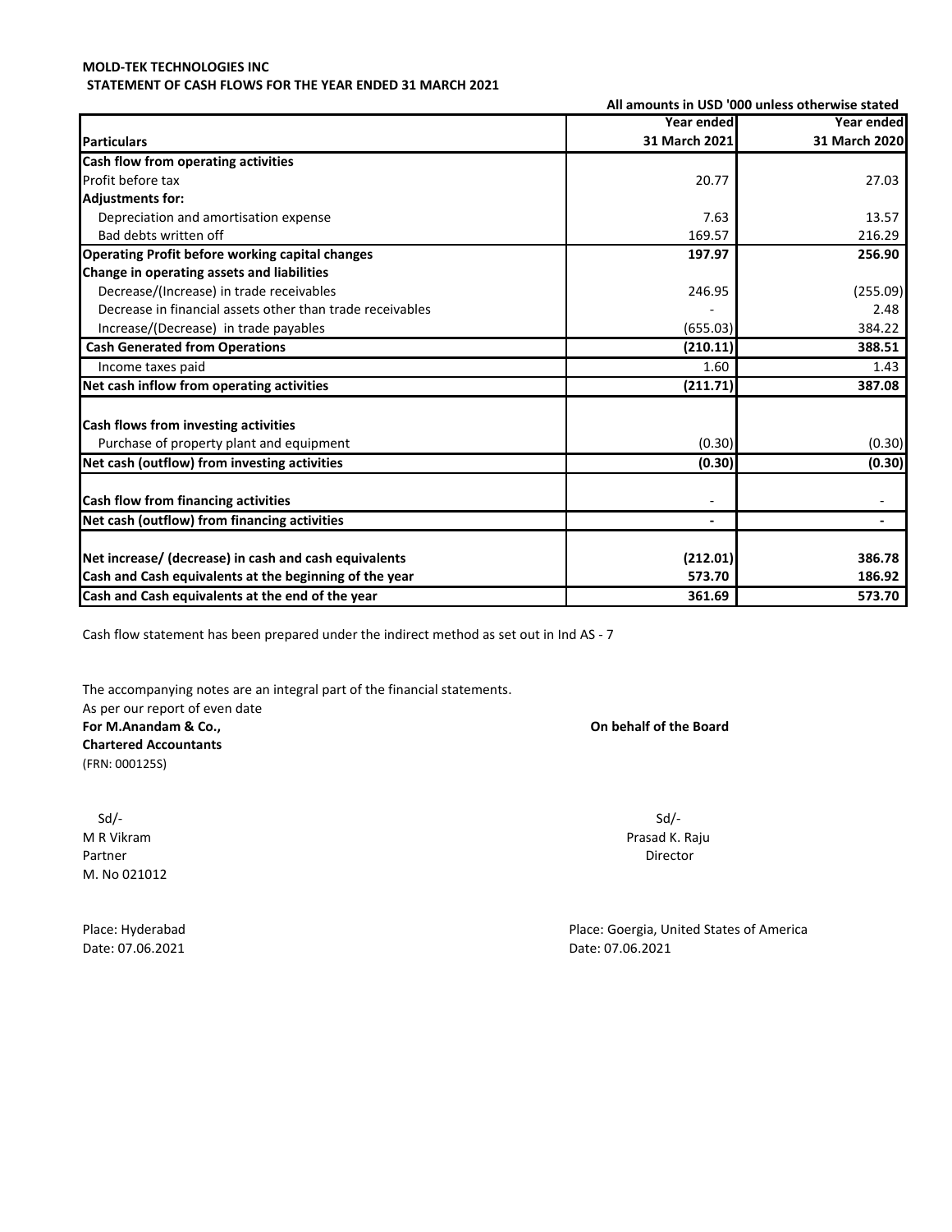**MOLD-TEK TECHNOLOGIES INC**
**STATEMENT OF CASH FLOWS FOR THE YEAR ENDED 31 MARCH 2021**

**All amounts in USD '000 unless otherwise stated**

| **Particulars** | **Year ended 31 March 2021** | **Year ended 31 March 2020** |
|---|---|---|
| **Cash flow from operating activities** | | |
| Profit before tax | 20.77 | 27.03 |
| **Adjustments for:** | | |
| Depreciation and amortisation expense | 7.63 | 13.57 |
| Bad debts written off | 169.57 | 216.29 |
| **Operating Profit before working capital changes** | **197.97** | **256.90** |
| **Change in operating assets and liabilities** | | |
| Decrease/(Increase) in trade receivables | 246.95 | (255.09) |
| Decrease in financial assets other than trade receivables | - | 2.48 |
| Increase/(Decrease) in trade payables | (655.03) | 384.22 |
| **Cash Generated from Operations** | **(210.11)** | **388.51** |
| Income taxes paid | 1.60 | 1.43 |
| **Net cash inflow from operating activities** | **(211.71)** | **387.08** |
| | | |
| **Cash flows from investing activities** | | |
| Purchase of property plant and equipment | (0.30) | (0.30) |
| **Net cash (outflow) from investing activities** | **(0.30)** | **(0.30)** |
| | | |
| **Cash flow from financing activities** | - | - |
| **Net cash (outflow) from financing activities** | **-** | **-** |
| | | |
| **Net increase/ (decrease) in cash and cash equivalents** | **(212.01)** | **386.78** |
| **Cash and Cash equivalents at the beginning of the year** | **573.70** | **186.92** |
| **Cash and Cash equivalents at the end of the year** | **361.69** | **573.70** |

Cash flow statement has been prepared under the indirect method as set out in Ind AS - 7

The accompanying notes are an integral part of the financial statements.
As per our report of even date

**For M.Anandam & Co.,**
**Chartered Accountants**
(FRN: 000125S)

Sd/-
M R Vikram
Partner
M. No 021012

Place: Hyderabad
Date: 07.06.2021

**On behalf of the Board**

Sd/-
Prasad K. Raju
Director

Place: Goergia, United States of America
Date: 07.06.2021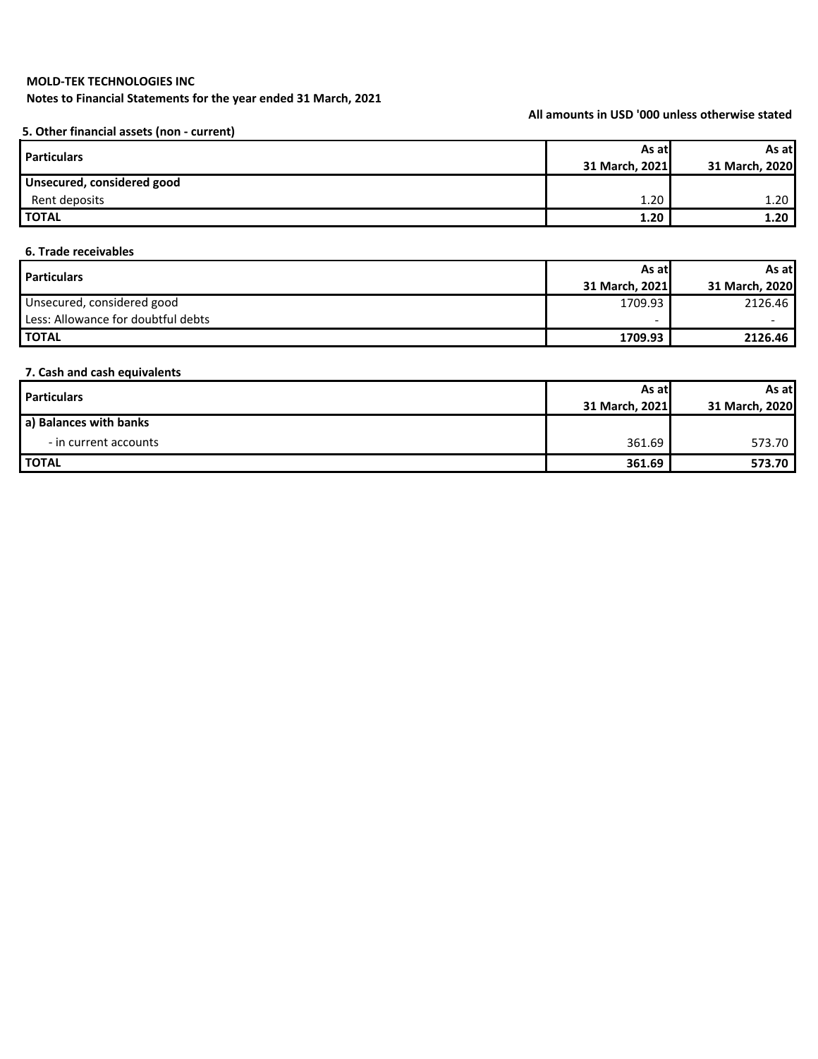**MOLD-TEK TECHNOLOGIES INC**

**Notes to Financial Statements for the year ended 31 March, 2021**

**All amounts in USD '000 unless otherwise stated**

### 5. Other financial assets (non - current)

| Particulars | As at 31 March, 2021 | As at 31 March, 2020 |
|---|---|---|
| **Unsecured, considered good** | | |
| Rent deposits | 1.20 | 1.20 |
| **TOTAL** | **1.20** | **1.20** |

### 6. Trade receivables

| Particulars | As at 31 March, 2021 | As at 31 March, 2020 |
|---|---|---|
| Unsecured, considered good | 1709.93 | 2126.46 |
| Less: Allowance for doubtful debts | - | - |
| **TOTAL** | **1709.93** | **2126.46** |

### 7. Cash and cash equivalents

| Particulars | As at 31 March, 2021 | As at 31 March, 2020 |
|---|---|---|
| **a) Balances with banks** | | |
| - in current accounts | 361.69 | 573.70 |
| **TOTAL** | **361.69** | **573.70** |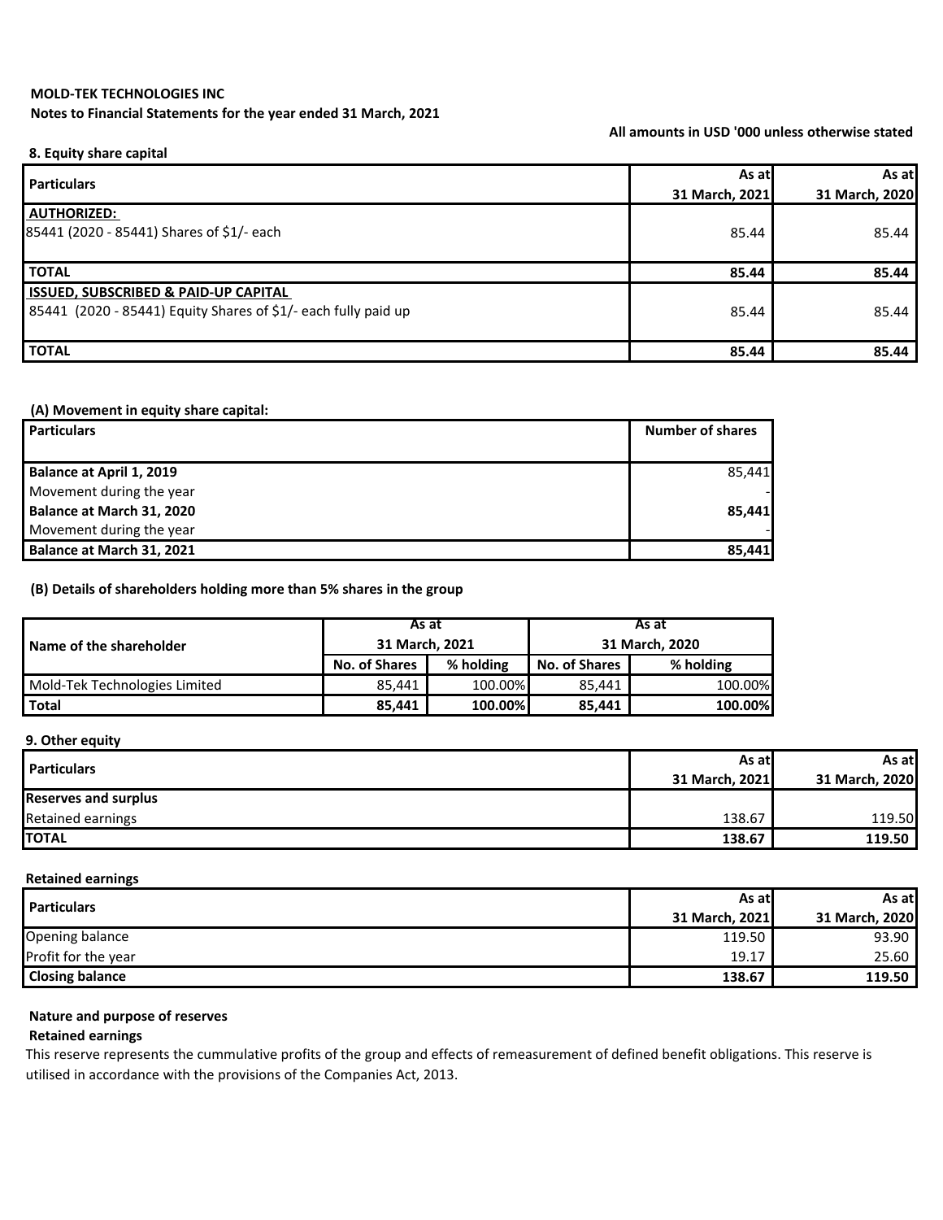**MOLD-TEK TECHNOLOGIES INC**

**Notes to Financial Statements for the year ended 31 March, 2021**

**All amounts in USD '000 unless otherwise stated**

**8. Equity share capital**

| Particulars | As at 31 March, 2021 | As at 31 March, 2020 |
|---|---|---|
| **AUTHORIZED:** | | |
| 85441 (2020 - 85441) Shares of $1/- each | 85.44 | 85.44 |
| **TOTAL** | **85.44** | **85.44** |
| **ISSUED, SUBSCRIBED & PAID-UP CAPITAL** | | |
| 85441 (2020 - 85441) Equity Shares of $1/- each fully paid up | 85.44 | 85.44 |
| **TOTAL** | **85.44** | **85.44** |

**(A) Movement in equity share capital:**

| Particulars | Number of shares |
|---|---|
| **Balance at April 1, 2019** | 85,441 |
| Movement during the year | - |
| **Balance at March 31, 2020** | **85,441** |
| Movement during the year | - |
| **Balance at March 31, 2021** | **85,441** |

**(B) Details of shareholders holding more than 5% shares in the group**

| Name of the shareholder | As at 31 March, 2021 | | As at 31 March, 2020 | |
|---|---|---|---|---|
| | **No. of Shares** | **% holding** | **No. of Shares** | **% holding** |
| Mold-Tek Technologies Limited | 85,441 | 100.00% | 85,441 | 100.00% |
| **Total** | **85,441** | **100.00%** | **85,441** | **100.00%** |

**9. Other equity**

| Particulars | As at 31 March, 2021 | As at 31 March, 2020 |
|---|---|---|
| **Reserves and surplus** | | |
| Retained earnings | 138.67 | 119.50 |
| **TOTAL** | **138.67** | **119.50** |

**Retained earnings**

| Particulars | As at 31 March, 2021 | As at 31 March, 2020 |
|---|---|---|
| Opening balance | 119.50 | 93.90 |
| Profit for the year | 19.17 | 25.60 |
| **Closing balance** | **138.67** | **119.50** |

**Nature and purpose of reserves**

**Retained earnings**

This reserve represents the cummulative profits of the group and effects of remeasurement of defined benefit obligations. This reserve is utilised in accordance with the provisions of the Companies Act, 2013.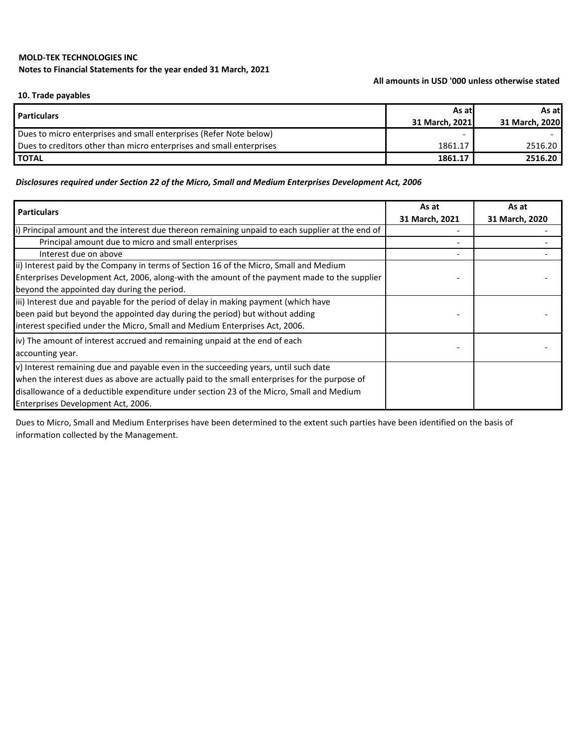**MOLD-TEK TECHNOLOGIES INC**

**Notes to Financial Statements for the year ended 31 March, 2021**

**All amounts in USD '000 unless otherwise stated**

**10. Trade payables**

| Particulars | As at 31 March, 2021 | As at 31 March, 2020 |
|---|---|---|
| Dues to micro enterprises and small enterprises (Refer Note below) | - | - |
| Dues to creditors other than micro enterprises and small enterprises | 1861.17 | 2516.20 |
| **TOTAL** | **1861.17** | **2516.20** |

***Disclosures required under Section 22 of the Micro, Small and Medium Enterprises Development Act, 2006***

| Particulars | As at 31 March, 2021 | As at 31 March, 2020 |
|---|---|---|
| i) Principal amount and the interest due thereon remaining unpaid to each supplier at the end of | - | - |
| Principal amount due to micro and small enterprises | - | - |
| Interest due on above | - | - |
| ii) Interest paid by the Company in terms of Section 16 of the Micro, Small and Medium Enterprises Development Act, 2006, along-with the amount of the payment made to the supplier beyond the appointed day during the period. | - | - |
| iii) Interest due and payable for the period of delay in making payment (which have been paid but beyond the appointed day during the period) but without adding interest specified under the Micro, Small and Medium Enterprises Act, 2006. | - | - |
| iv) The amount of interest accrued and remaining unpaid at the end of each accounting year. | - | - |
| v) Interest remaining due and payable even in the succeeding years, until such date when the interest dues as above are actually paid to the small enterprises for the purpose of disallowance of a deductible expenditure under section 23 of the Micro, Small and Medium Enterprises Development Act, 2006. | | |

Dues to Micro, Small and Medium Enterprises have been determined to the extent such parties have been identified on the basis of information collected by the Management.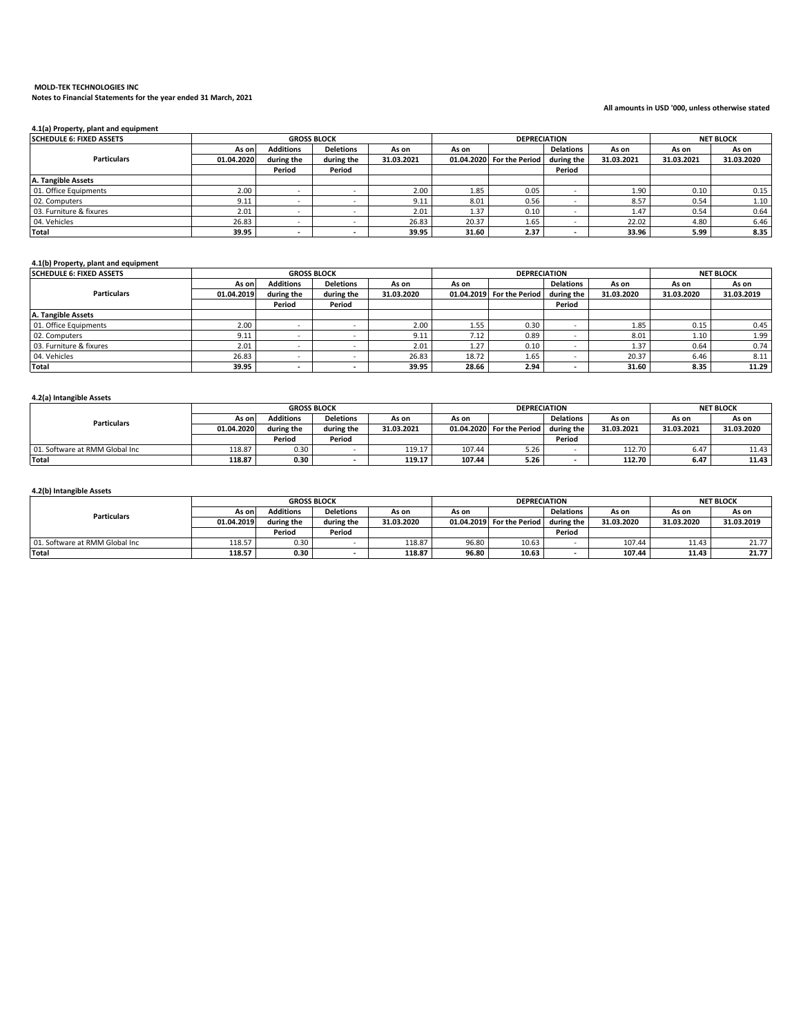**MOLD-TEK TECHNOLOGIES INC**

**Notes to Financial Statements for the year ended 31 March, 2021**

**All amounts in USD '000, unless otherwise stated**

**4.1(a) Property, plant and equipment**

| SCHEDULE 6: FIXED ASSETS | GROSS BLOCK | | | | DEPRECIATION | | | | NET BLOCK | |
|---|---|---|---|---|---|---|---|---|---|---|
| Particulars | As on 01.04.2020 | Additions during the Period | Deletions during the Period | As on 31.03.2021 | As on 01.04.2020 | For the Period | Delations during the Period | As on 31.03.2021 | As on 31.03.2021 | As on 31.03.2020 |
| **A. Tangible Assets** | | | | | | | | | | |
| 01. Office Equipments | 2.00 | - | - | 2.00 | 1.85 | 0.05 | - | 1.90 | 0.10 | 0.15 |
| 02. Computers | 9.11 | - | - | 9.11 | 8.01 | 0.56 | - | 8.57 | 0.54 | 1.10 |
| 03. Furniture & fixures | 2.01 | - | - | 2.01 | 1.37 | 0.10 | - | 1.47 | 0.54 | 0.64 |
| 04. Vehicles | 26.83 | - | - | 26.83 | 20.37 | 1.65 | - | 22.02 | 4.80 | 6.46 |
| **Total** | **39.95** | **-** | **-** | **39.95** | **31.60** | **2.37** | **-** | **33.96** | **5.99** | **8.35** |

**4.1(b) Property, plant and equipment**

| SCHEDULE 6: FIXED ASSETS | GROSS BLOCK | | | | DEPRECIATION | | | | NET BLOCK | |
|---|---|---|---|---|---|---|---|---|---|---|
| Particulars | As on 01.04.2019 | Additions during the Period | Deletions during the Period | As on 31.03.2020 | As on 01.04.2019 | For the Period | Delations during the Period | As on 31.03.2020 | As on 31.03.2020 | As on 31.03.2019 |
| **A. Tangible Assets** | | | | | | | | | | |
| 01. Office Equipments | 2.00 | - | - | 2.00 | 1.55 | 0.30 | - | 1.85 | 0.15 | 0.45 |
| 02. Computers | 9.11 | - | - | 9.11 | 7.12 | 0.89 | - | 8.01 | 1.10 | 1.99 |
| 03. Furniture & fixures | 2.01 | - | - | 2.01 | 1.27 | 0.10 | - | 1.37 | 0.64 | 0.74 |
| 04. Vehicles | 26.83 | - | - | 26.83 | 18.72 | 1.65 | - | 20.37 | 6.46 | 8.11 |
| **Total** | **39.95** | **-** | **-** | **39.95** | **28.66** | **2.94** | **-** | **31.60** | **8.35** | **11.29** |

**4.2(a) Intangible Assets**

| Particulars | GROSS BLOCK | | | | DEPRECIATION | | | | NET BLOCK | |
|---|---|---|---|---|---|---|---|---|---|---|
| | As on 01.04.2020 | Additions during the Period | Deletions during the Period | As on 31.03.2021 | As on 01.04.2020 | For the Period | Delations during the Period | As on 31.03.2021 | As on 31.03.2021 | As on 31.03.2020 |
| 01. Software at RMM Global Inc | 118.87 | 0.30 | - | 119.17 | 107.44 | 5.26 | - | 112.70 | 6.47 | 11.43 |
| **Total** | **118.87** | **0.30** | **-** | **119.17** | **107.44** | **5.26** | **-** | **112.70** | **6.47** | **11.43** |

**4.2(b) Intangible Assets**

| Particulars | GROSS BLOCK | | | | DEPRECIATION | | | | NET BLOCK | |
|---|---|---|---|---|---|---|---|---|---|---|
| | As on 01.04.2019 | Additions during the Period | Deletions during the Period | As on 31.03.2020 | As on 01.04.2019 | For the Period | Delations during the Period | As on 31.03.2020 | As on 31.03.2020 | As on 31.03.2019 |
| 01. Software at RMM Global Inc | 118.57 | 0.30 | - | 118.87 | 96.80 | 10.63 | - | 107.44 | 11.43 | 21.77 |
| **Total** | **118.57** | **0.30** | **-** | **118.87** | **96.80** | **10.63** | **-** | **107.44** | **11.43** | **21.77** |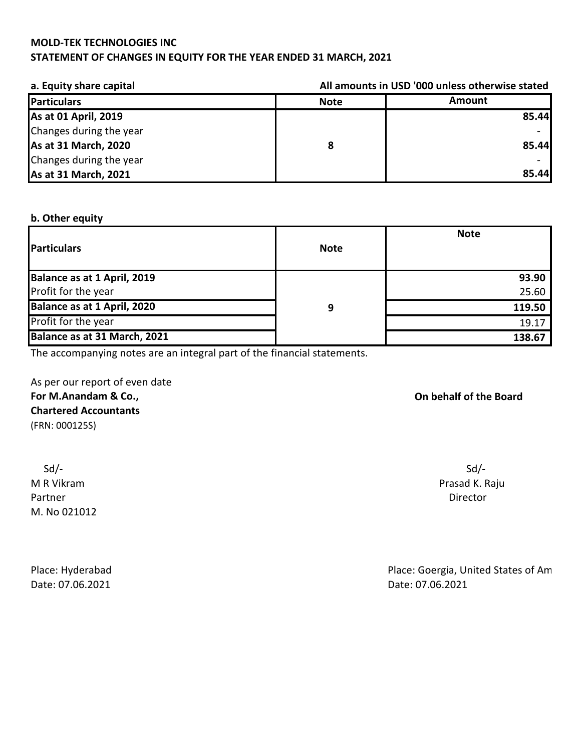**MOLD-TEK TECHNOLOGIES INC**
**STATEMENT OF CHANGES IN EQUITY FOR THE YEAR ENDED 31 MARCH, 2021**

**a. Equity share capital** — **All amounts in USD '000 unless otherwise stated**

| Particulars | Note | Amount |
|---|---|---|
| **As at 01 April, 2019** | | **85.44** |
| Changes during the year | | - |
| **As at 31 March, 2020** | **8** | **85.44** |
| Changes during the year | | - |
| **As at 31 March, 2021** | | **85.44** |

**b. Other equity**

| Particulars | Note | Note |
|---|---|---|
| **Balance as at 1 April, 2019** | | **93.90** |
| Profit for the year | | 25.60 |
| **Balance as at 1 April, 2020** | **9** | **119.50** |
| Profit for the year | | 19.17 |
| **Balance as at 31 March, 2021** | | **138.67** |

The accompanying notes are an integral part of the financial statements.

As per our report of even date
**For M.Anandam & Co.,**
**Chartered Accountants**
(FRN: 000125S)

Sd/-
M R Vikram
Partner
M. No 021012

Place: Hyderabad
Date: 07.06.2021

**On behalf of the Board**

Sd/-
Prasad K. Raju
Director

Place: Goergia, United States of Am
Date: 07.06.2021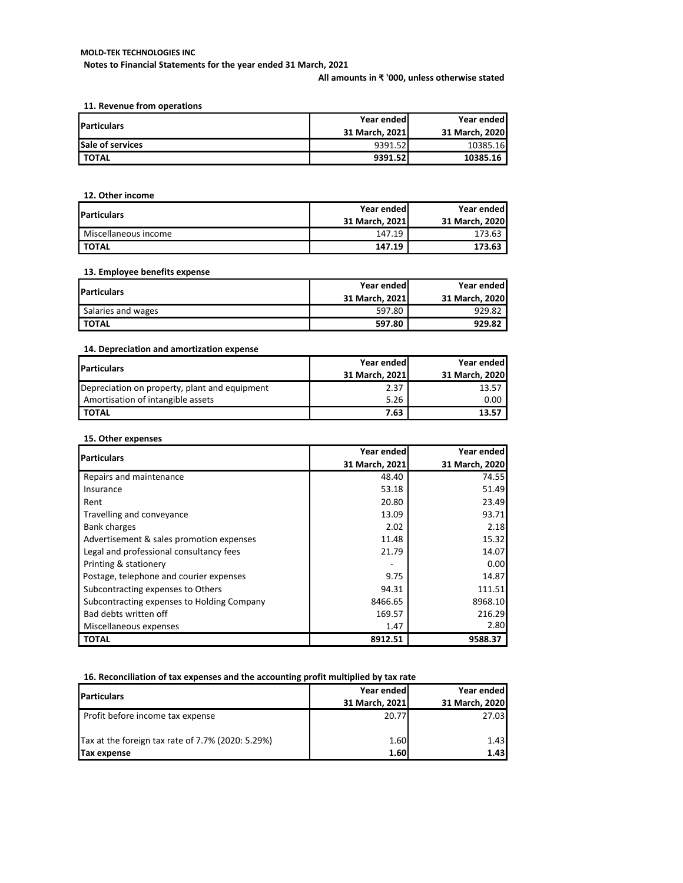**MOLD-TEK TECHNOLOGIES INC**

**Notes to Financial Statements for the year ended 31 March, 2021**

**All amounts in ₹ '000, unless otherwise stated**

### 11. Revenue from operations

| Particulars | Year ended 31 March, 2021 | Year ended 31 March, 2020 |
|---|---|---|
| **Sale of services** | 9391.52 | 10385.16 |
| **TOTAL** | **9391.52** | **10385.16** |

### 12. Other income

| Particulars | Year ended 31 March, 2021 | Year ended 31 March, 2020 |
|---|---|---|
| Miscellaneous income | 147.19 | 173.63 |
| **TOTAL** | **147.19** | **173.63** |

### 13. Employee benefits expense

| Particulars | Year ended 31 March, 2021 | Year ended 31 March, 2020 |
|---|---|---|
| Salaries and wages | 597.80 | 929.82 |
| **TOTAL** | **597.80** | **929.82** |

### 14. Depreciation and amortization expense

| Particulars | Year ended 31 March, 2021 | Year ended 31 March, 2020 |
|---|---|---|
| Depreciation on property, plant and equipment | 2.37 | 13.57 |
| Amortisation of intangible assets | 5.26 | 0.00 |
| **TOTAL** | **7.63** | **13.57** |

### 15. Other expenses

| Particulars | Year ended 31 March, 2021 | Year ended 31 March, 2020 |
|---|---|---|
| Repairs and maintenance | 48.40 | 74.55 |
| Insurance | 53.18 | 51.49 |
| Rent | 20.80 | 23.49 |
| Travelling and conveyance | 13.09 | 93.71 |
| Bank charges | 2.02 | 2.18 |
| Advertisement & sales promotion expenses | 11.48 | 15.32 |
| Legal and professional consultancy fees | 21.79 | 14.07 |
| Printing & stationery | - | 0.00 |
| Postage, telephone and courier expenses | 9.75 | 14.87 |
| Subcontracting expenses to Others | 94.31 | 111.51 |
| Subcontracting expenses to Holding Company | 8466.65 | 8968.10 |
| Bad debts written off | 169.57 | 216.29 |
| Miscellaneous expenses | 1.47 | 2.80 |
| **TOTAL** | **8912.51** | **9588.37** |

### 16. Reconciliation of tax expenses and the accounting profit multiplied by tax rate

| Particulars | Year ended 31 March, 2021 | Year ended 31 March, 2020 |
|---|---|---|
| Profit before income tax expense | 20.77 | 27.03 |
| Tax at the foreign tax rate of 7.7% (2020: 5.29%) | 1.60 | 1.43 |
| **Tax expense** | **1.60** | **1.43** |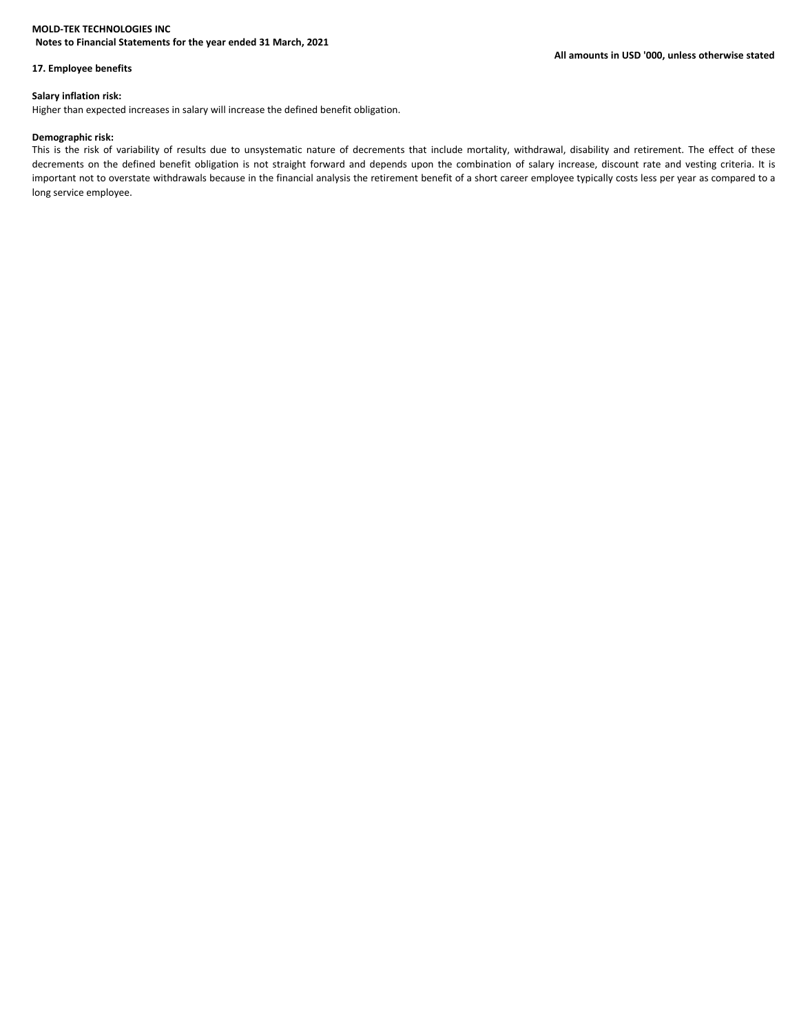### 17. Employee benefits

**Salary inflation risk:**

Higher than expected increases in salary will increase the defined benefit obligation.

**Demographic risk:**

This is the risk of variability of results due to unsystematic nature of decrements that include mortality, withdrawal, disability and retirement. The effect of these decrements on the defined benefit obligation is not straight forward and depends upon the combination of salary increase, discount rate and vesting criteria. It is important not to overstate withdrawals because in the financial analysis the retirement benefit of a short career employee typically costs less per year as compared to a long service employee.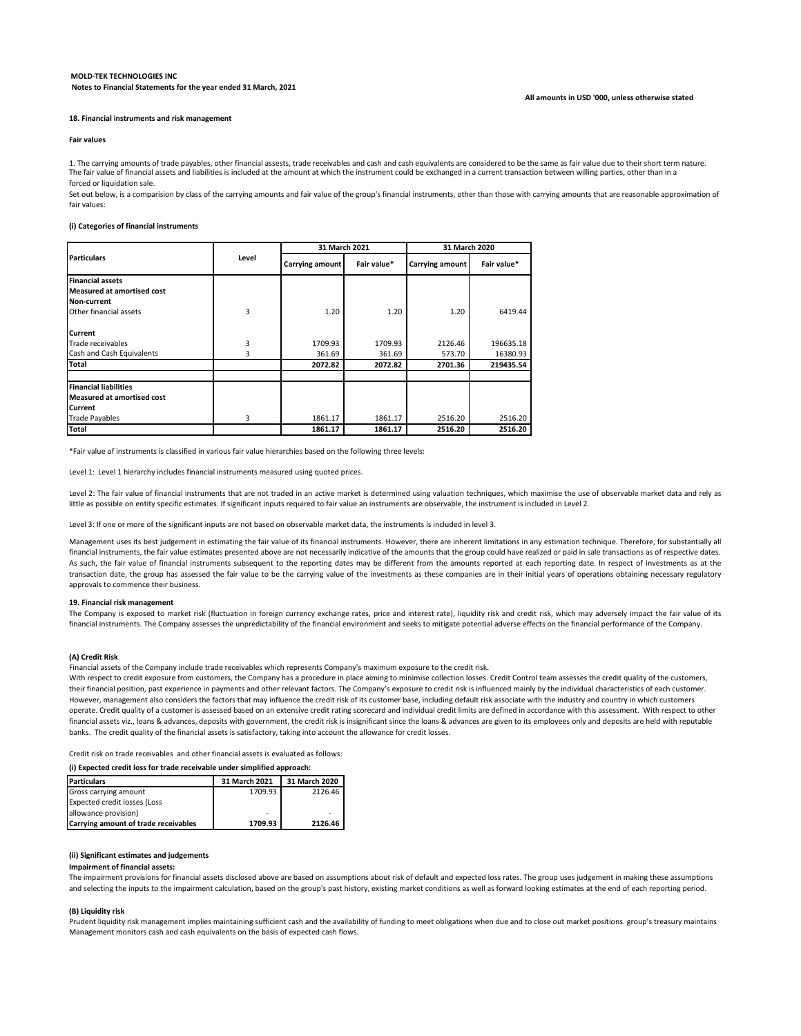**MOLD-TEK TECHNOLOGIES INC**
**Notes to Financial Statements for the year ended 31 March, 2021**

**All amounts in USD '000, unless otherwise stated**

### 18. Financial instruments and risk management

**Fair values**

1. The carrying amounts of trade payables, other financial assests, trade receivables and cash and cash equivalents are considered to be the same as fair value due to their short term nature.
The fair value of financial assets and liabilities is included at the amount at which the instrument could be exchanged in a current transaction between willing parties, other than in a forced or liquidation sale.
Set out below, is a comparision by class of the carrying amounts and fair value of the group's financial instruments, other than those with carrying amounts that are reasonable approximation of fair values:

**(i) Categories of financial instruments**

| Particulars | Level | 31 March 2021 | | 31 March 2020 | |
|---|---|---|---|---|---|
| | | Carrying amount | Fair value* | Carrying amount | Fair value* |
| **Financial assets** | | | | | |
| **Measured at amortised cost** | | | | | |
| **Non-current** | | | | | |
| Other financial assets | 3 | 1.20 | 1.20 | 1.20 | 6419.44 |
| **Current** | | | | | |
| Trade receivables | 3 | 1709.93 | 1709.93 | 2126.46 | 196635.18 |
| Cash and Cash Equivalents | 3 | 361.69 | 361.69 | 573.70 | 16380.93 |
| **Total** | | **2072.82** | **2072.82** | **2701.36** | **219435.54** |
| **Financial liabilities** | | | | | |
| **Measured at amortised cost** | | | | | |
| **Current** | | | | | |
| Trade Payables | 3 | 1861.17 | 1861.17 | 2516.20 | 2516.20 |
| **Total** | | **1861.17** | **1861.17** | **2516.20** | **2516.20** |

*Fair value of instruments is classified in various fair value hierarchies based on the following three levels:

Level 1: Level 1 hierarchy includes financial instruments measured using quoted prices.

Level 2: The fair value of financial instruments that are not traded in an active market is determined using valuation techniques, which maximise the use of observable market data and rely as little as possible on entity specific estimates. If significant inputs required to fair value an instruments are observable, the instrument is included in Level 2.

Level 3: If one or more of the significant inputs are not based on observable market data, the instruments is included in level 3.

Management uses its best judgement in estimating the fair value of its financial instruments. However, there are inherent limitations in any estimation technique. Therefore, for substantially all financial instruments, the fair value estimates presented above are not necessarily indicative of the amounts that the group could have realized or paid in sale transactions as of respective dates. As such, the fair value of financial instruments subsequent to the reporting dates may be different from the amounts reported at each reporting date. In respect of investments as at the transaction date, the group has assessed the fair value to be the carrying value of the investments as these companies are in their initial years of operations obtaining necessary regulatory approvals to commence their business.

### 19. Financial risk management

The Company is exposed to market risk (fluctuation in foreign currency exchange rates, price and interest rate), liquidity risk and credit risk, which may adversely impact the fair value of its financial instruments. The Company assesses the unpredictability of the financial environment and seeks to mitigate potential adverse effects on the financial performance of the Company.

**(A) Credit Risk**

Financial assets of the Company include trade receivables which represents Company's maximum exposure to the credit risk.
With respect to credit exposure from customers, the Company has a procedure in place aiming to minimise collection losses. Credit Control team assesses the credit quality of the customers, their financial position, past experience in payments and other relevant factors. The Company's exposure to credit risk is influenced mainly by the individual characteristics of each customer. However, management also considers the factors that may influence the credit risk of its customer base, including default risk associate with the industry and country in which customers operate. Credit quality of a customer is assessed based on an extensive credit rating scorecard and individual credit limits are defined in accordance with this assessment. With respect to other financial assets viz., loans & advances, deposits with government, the credit risk is insignificant since the loans & advances are given to its employees only and deposits are held with reputable banks. The credit quality of the financial assets is satisfactory, taking into account the allowance for credit losses.

Credit risk on trade receivables and other financial assets is evaluated as follows:

**(i) Expected credit loss for trade receivable under simplified approach:**

| Particulars | 31 March 2021 | 31 March 2020 |
|---|---|---|
| Gross carrying amount | 1709.93 | 2126.46 |
| Expected credit losses (Loss allowance provision) | - | - |
| **Carrying amount of trade receivables** | **1709.93** | **2126.46** |

**(ii) Significant estimates and judgements**

**Impairment of financial assets:**

The impairment provisions for financial assets disclosed above are based on assumptions about risk of default and expected loss rates. The group uses judgement in making these assumptions and selecting the inputs to the impairment calculation, based on the group's past history, existing market conditions as well as forward looking estimates at the end of each reporting period.

**(B) Liquidity risk**

Prudent liquidity risk management implies maintaining sufficient cash and the availability of funding to meet obligations when due and to close out market positions. group's treasury maintains Management monitors cash and cash equivalents on the basis of expected cash flows.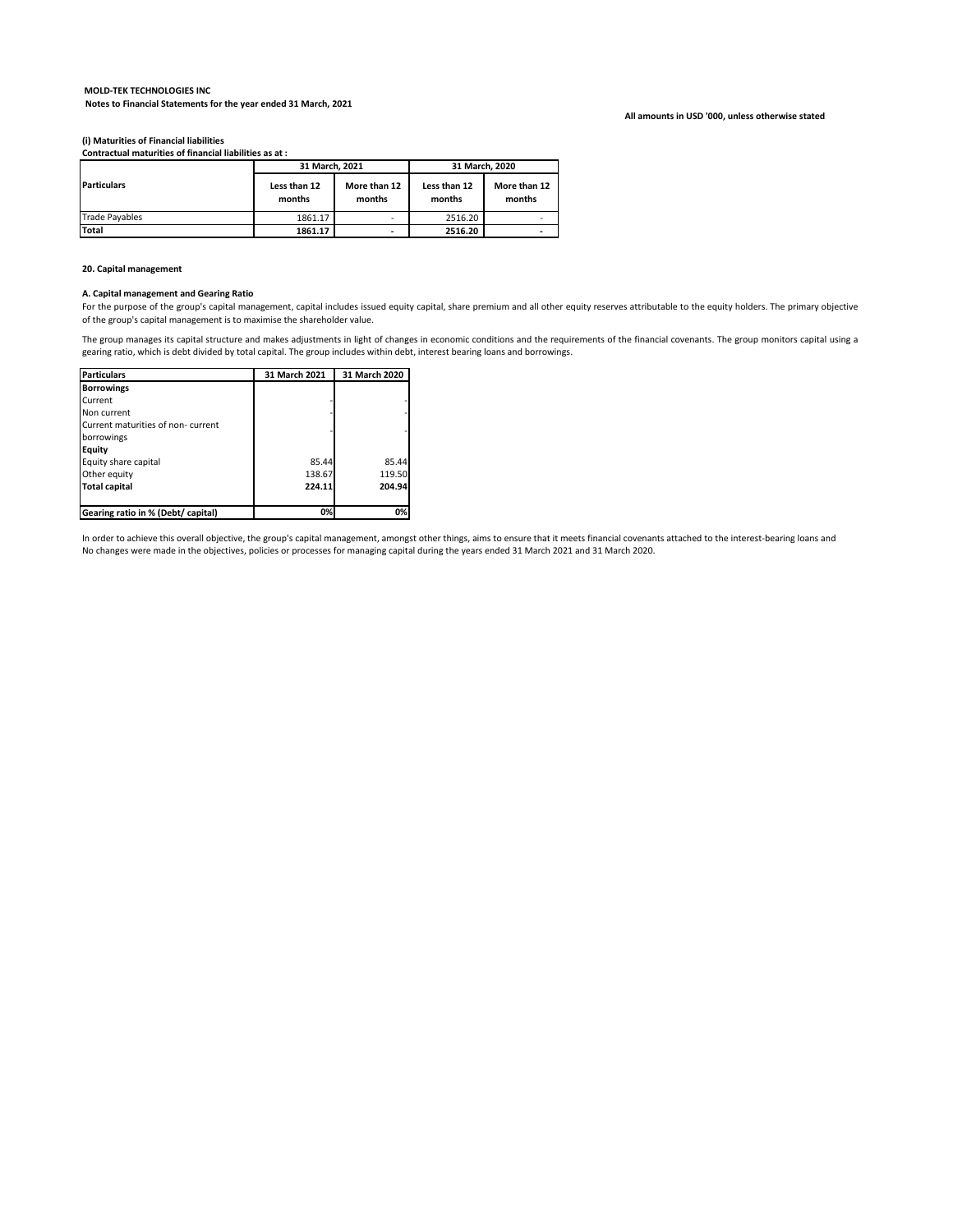**MOLD-TEK TECHNOLOGIES INC**
**Notes to Financial Statements for the year ended 31 March, 2021**

**All amounts in USD '000, unless otherwise stated**

**(i) Maturities of Financial liabilities**
**Contractual maturities of financial liabilities as at :**

| Particulars | 31 March, 2021 | | 31 March, 2020 | |
|---|---|---|---|---|
| | Less than 12 months | More than 12 months | Less than 12 months | More than 12 months |
| Trade Payables | 1861.17 | - | 2516.20 | - |
| **Total** | **1861.17** | **-** | **2516.20** | **-** |

**20. Capital management**

**A. Capital management and Gearing Ratio**

For the purpose of the group's capital management, capital includes issued equity capital, share premium and all other equity reserves attributable to the equity holders. The primary objective of the group's capital management is to maximise the shareholder value.

The group manages its capital structure and makes adjustments in light of changes in economic conditions and the requirements of the financial covenants. The group monitors capital using a gearing ratio, which is debt divided by total capital. The group includes within debt, interest bearing loans and borrowings.

| Particulars | 31 March 2021 | 31 March 2020 |
|---|---|---|
| **Borrowings** | | |
| Current | - | - |
| Non current | - | - |
| Current maturities of non- current borrowings | - | - |
| **Equity** | | |
| Equity share capital | 85.44 | 85.44 |
| Other equity | 138.67 | 119.50 |
| **Total capital** | **224.11** | **204.94** |
| **Gearing ratio in % (Debt/ capital)** | **0%** | **0%** |

In order to achieve this overall objective, the group's capital management, amongst other things, aims to ensure that it meets financial covenants attached to the interest-bearing loans and
No changes were made in the objectives, policies or processes for managing capital during the years ended 31 March 2021 and 31 March 2020.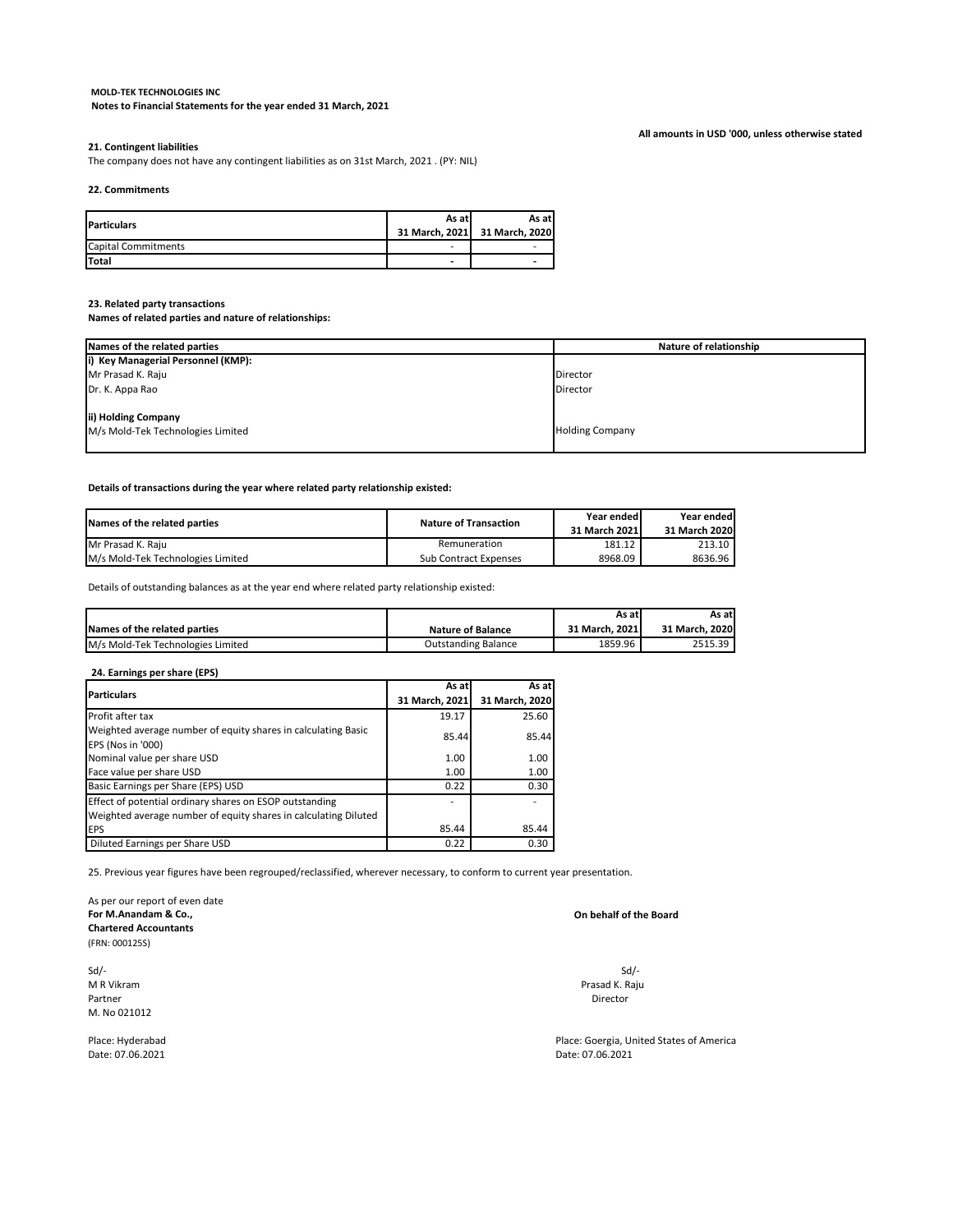**MOLD-TEK TECHNOLOGIES INC**

**Notes to Financial Statements for the year ended 31 March, 2021**

**All amounts in USD '000, unless otherwise stated**

**21. Contingent liabilities**

The company does not have any contingent liabilities as on 31st March, 2021 . (PY: NIL)

**22. Commitments**

| Particulars | As at 31 March, 2021 | As at 31 March, 2020 |
|---|---|---|
| Capital Commitments | - | - |
| **Total** | - | - |

**23. Related party transactions**

**Names of related parties and nature of relationships:**

| Names of the related parties | Nature of relationship |
|---|---|
| **i) Key Managerial Personnel (KMP):** | |
| Mr Prasad K. Raju | Director |
| Dr. K. Appa Rao | Director |
| **ii) Holding Company** | |
| M/s Mold-Tek Technologies Limited | Holding Company |

**Details of transactions during the year where related party relationship existed:**

| Names of the related parties | Nature of Transaction | Year ended 31 March 2021 | Year ended 31 March 2020 |
|---|---|---|---|
| Mr Prasad K. Raju | Remuneration | 181.12 | 213.10 |
| M/s Mold-Tek Technologies Limited | Sub Contract Expenses | 8968.09 | 8636.96 |

Details of outstanding balances as at the year end where related party relationship existed:

| Names of the related parties | Nature of Balance | As at 31 March, 2021 | As at 31 March, 2020 |
|---|---|---|---|
| M/s Mold-Tek Technologies Limited | Outstanding Balance | 1859.96 | 2515.39 |

**24. Earnings per share (EPS)**

| Particulars | As at 31 March, 2021 | As at 31 March, 2020 |
|---|---|---|
| Profit after tax | 19.17 | 25.60 |
| Weighted average number of equity shares in calculating Basic EPS (Nos in '000) | 85.44 | 85.44 |
| Nominal value per share USD | 1.00 | 1.00 |
| Face value per share USD | 1.00 | 1.00 |
| Basic Earnings per Share (EPS) USD | 0.22 | 0.30 |
| Effect of potential ordinary shares on ESOP outstanding | - | - |
| Weighted average number of equity shares in calculating Diluted EPS | 85.44 | 85.44 |
| Diluted Earnings per Share USD | 0.22 | 0.30 |

25. Previous year figures have been regrouped/reclassified, wherever necessary, to conform to current year presentation.

As per our report of even date
**For M.Anandam & Co.,**
**Chartered Accountants**
(FRN: 000125S)

Sd/-
M R Vikram
Partner
M. No 021012

Place: Hyderabad
Date: 07.06.2021

**On behalf of the Board**

Sd/-
Prasad K. Raju
Director

Place: Goergia, United States of America
Date: 07.06.2021